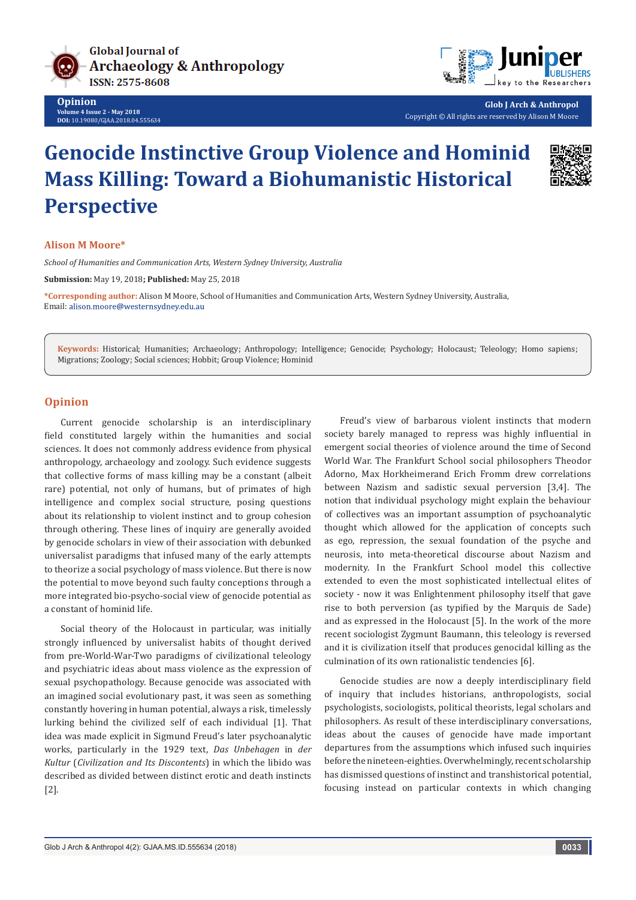# Genocide Instinctive Group Violence and Hominid Mass Killing: Toward a Biohumanistic Historical Perspective

**Alison M Moore***

*School of Humanities and Communication Arts, Western Sydney University, Australia*

**Submission:** May 19, 2018**; Published:** May 25, 2018

***Corresponding author:** Alison M Moore, School of Humanities and Communication Arts, Western Sydney University, Australia, Email: alison.moore@westernsydney.edu.au

**Keywords:** Historical; Humanities; Archaeology; Anthropology; Intelligence; Genocide; Psychology; Holocaust; Teleology; Homo sapiens; Migrations; Zoology; Social sciences; Hobbit; Group Violence; Hominid

## Opinion

Current genocide scholarship is an interdisciplinary field constituted largely within the humanities and social sciences. It does not commonly address evidence from physical anthropology, archaeology and zoology. Such evidence suggests that collective forms of mass killing may be a constant (albeit rare) potential, not only of humans, but of primates of high intelligence and complex social structure, posing questions about its relationship to violent instinct and to group cohesion through othering. These lines of inquiry are generally avoided by genocide scholars in view of their association with debunked universalist paradigms that infused many of the early attempts to theorize a social psychology of mass violence. But there is now the potential to move beyond such faulty conceptions through a more integrated bio-psycho-social view of genocide potential as a constant of hominid life.

Social theory of the Holocaust in particular, was initially strongly influenced by universalist habits of thought derived from pre-World-War-Two paradigms of civilizational teleology and psychiatric ideas about mass violence as the expression of sexual psychopathology. Because genocide was associated with an imagined social evolutionary past, it was seen as something constantly hovering in human potential, always a risk, timelessly lurking behind the civilized self of each individual [1]. That idea was made explicit in Sigmund Freud's later psychoanalytic works, particularly in the 1929 text, *Das Unbehagen* in *der Kultur* (*Civilization and Its Discontents*) in which the libido was described as divided between distinct erotic and death instincts [2].

Freud's view of barbarous violent instincts that modern society barely managed to repress was highly influential in emergent social theories of violence around the time of Second World War. The Frankfurt School social philosophers Theodor Adorno, Max Horkheimerand Erich Fromm drew correlations between Nazism and sadistic sexual perversion [3,4]. The notion that individual psychology might explain the behaviour of collectives was an important assumption of psychoanalytic thought which allowed for the application of concepts such as ego, repression, the sexual foundation of the psyche and neurosis, into meta-theoretical discourse about Nazism and modernity. In the Frankfurt School model this collective extended to even the most sophisticated intellectual elites of society - now it was Enlightenment philosophy itself that gave rise to both perversion (as typified by the Marquis de Sade) and as expressed in the Holocaust [5]. In the work of the more recent sociologist Zygmunt Baumann, this teleology is reversed and it is civilization itself that produces genocidal killing as the culmination of its own rationalistic tendencies [6].

Genocide studies are now a deeply interdisciplinary field of inquiry that includes historians, anthropologists, social psychologists, sociologists, political theorists, legal scholars and philosophers. As result of these interdisciplinary conversations, ideas about the causes of genocide have made important departures from the assumptions which infused such inquiries before the nineteen-eighties. Overwhelmingly, recent scholarship has dismissed questions of instinct and transhistorical potential, focusing instead on particular contexts in which changing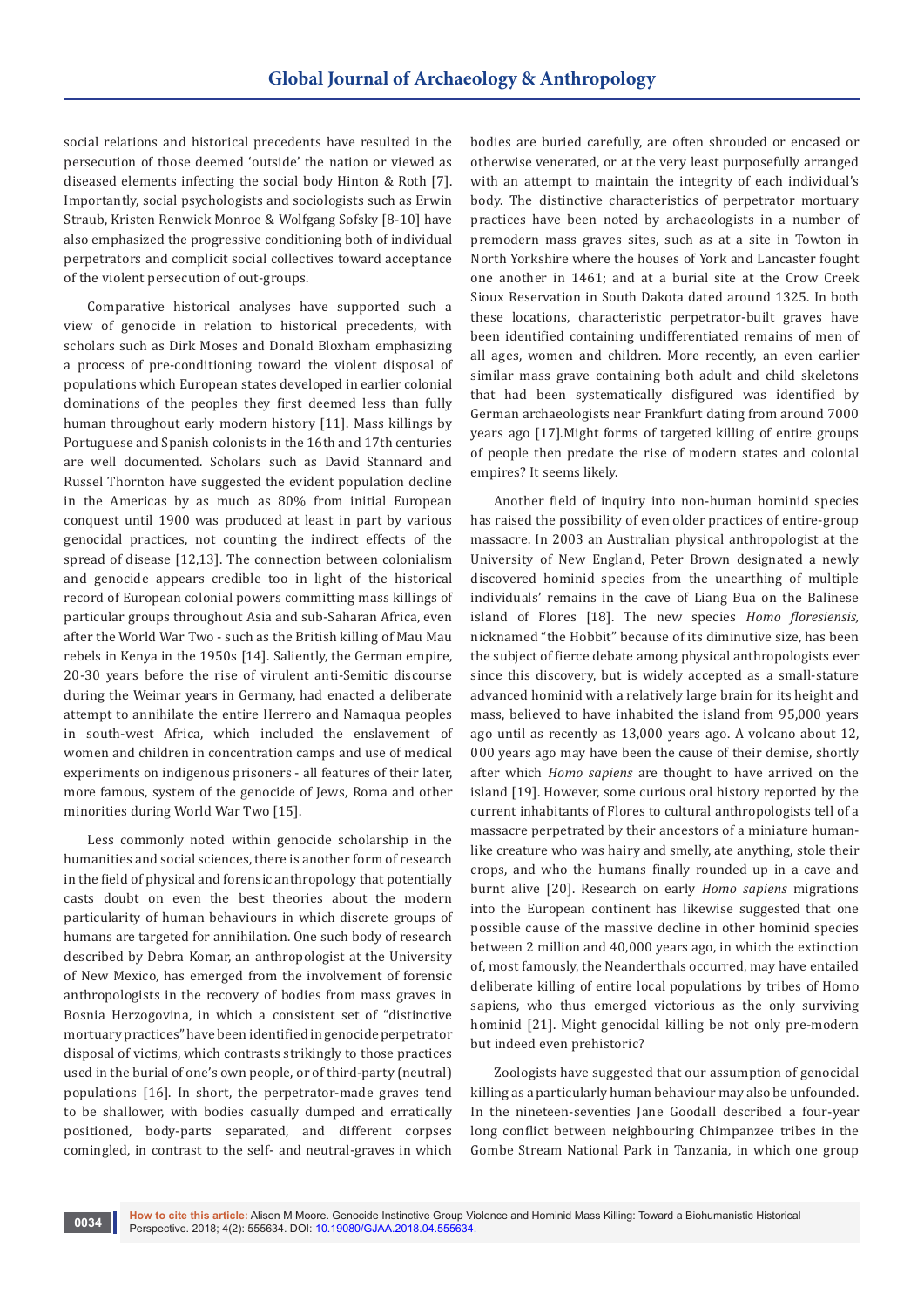social relations and historical precedents have resulted in the persecution of those deemed 'outside' the nation or viewed as diseased elements infecting the social body Hinton & Roth [7]. Importantly, social psychologists and sociologists such as Erwin Straub, Kristen Renwick Monroe & Wolfgang Sofsky [8-10] have also emphasized the progressive conditioning both of individual perpetrators and complicit social collectives toward acceptance of the violent persecution of out-groups.

Comparative historical analyses have supported such a view of genocide in relation to historical precedents, with scholars such as Dirk Moses and Donald Bloxham emphasizing a process of pre-conditioning toward the violent disposal of populations which European states developed in earlier colonial dominations of the peoples they first deemed less than fully human throughout early modern history [11]. Mass killings by Portuguese and Spanish colonists in the 16th and 17th centuries are well documented. Scholars such as David Stannard and Russel Thornton have suggested the evident population decline in the Americas by as much as 80% from initial European conquest until 1900 was produced at least in part by various genocidal practices, not counting the indirect effects of the spread of disease [12,13]. The connection between colonialism and genocide appears credible too in light of the historical record of European colonial powers committing mass killings of particular groups throughout Asia and sub-Saharan Africa, even after the World War Two - such as the British killing of Mau Mau rebels in Kenya in the 1950s [14]. Saliently, the German empire, 20-30 years before the rise of virulent anti-Semitic discourse during the Weimar years in Germany, had enacted a deliberate attempt to annihilate the entire Herrero and Namaqua peoples in south-west Africa, which included the enslavement of women and children in concentration camps and use of medical experiments on indigenous prisoners - all features of their later, more famous, system of the genocide of Jews, Roma and other minorities during World War Two [15].

Less commonly noted within genocide scholarship in the humanities and social sciences, there is another form of research in the field of physical and forensic anthropology that potentially casts doubt on even the best theories about the modern particularity of human behaviours in which discrete groups of humans are targeted for annihilation. One such body of research described by Debra Komar, an anthropologist at the University of New Mexico, has emerged from the involvement of forensic anthropologists in the recovery of bodies from mass graves in Bosnia Herzogovina, in which a consistent set of "distinctive mortuary practices" have been identified in genocide perpetrator disposal of victims, which contrasts strikingly to those practices used in the burial of one's own people, or of third-party (neutral) populations [16]. In short, the perpetrator-made graves tend to be shallower, with bodies casually dumped and erratically positioned, body-parts separated, and different corpses comingled, in contrast to the self- and neutral-graves in which bodies are buried carefully, are often shrouded or encased or otherwise venerated, or at the very least purposefully arranged with an attempt to maintain the integrity of each individual's body. The distinctive characteristics of perpetrator mortuary practices have been noted by archaeologists in a number of premodern mass graves sites, such as at a site in Towton in North Yorkshire where the houses of York and Lancaster fought one another in 1461; and at a burial site at the Crow Creek Sioux Reservation in South Dakota dated around 1325. In both these locations, characteristic perpetrator-built graves have been identified containing undifferentiated remains of men of all ages, women and children. More recently, an even earlier similar mass grave containing both adult and child skeletons that had been systematically disfigured was identified by German archaeologists near Frankfurt dating from around 7000 years ago [17].Might forms of targeted killing of entire groups of people then predate the rise of modern states and colonial empires? It seems likely.

Another field of inquiry into non-human hominid species has raised the possibility of even older practices of entire-group massacre. In 2003 an Australian physical anthropologist at the University of New England, Peter Brown designated a newly discovered hominid species from the unearthing of multiple individuals' remains in the cave of Liang Bua on the Balinese island of Flores [18]. The new species *Homo floresiensis,* nicknamed "the Hobbit" because of its diminutive size, has been the subject of fierce debate among physical anthropologists ever since this discovery, but is widely accepted as a small-stature advanced hominid with a relatively large brain for its height and mass, believed to have inhabited the island from 95,000 years ago until as recently as 13,000 years ago. A volcano about 12, 000 years ago may have been the cause of their demise, shortly after which *Homo sapiens* are thought to have arrived on the island [19]. However, some curious oral history reported by the current inhabitants of Flores to cultural anthropologists tell of a massacre perpetrated by their ancestors of a miniature human-like creature who was hairy and smelly, ate anything, stole their crops, and who the humans finally rounded up in a cave and burnt alive [20]. Research on early *Homo sapiens* migrations into the European continent has likewise suggested that one possible cause of the massive decline in other hominid species between 2 million and 40,000 years ago, in which the extinction of, most famously, the Neanderthals occurred, may have entailed deliberate killing of entire local populations by tribes of Homo sapiens, who thus emerged victorious as the only surviving hominid [21]. Might genocidal killing be not only pre-modern but indeed even prehistoric?

Zoologists have suggested that our assumption of genocidal killing as a particularly human behaviour may also be unfounded. In the nineteen-seventies Jane Goodall described a four-year long conflict between neighbouring Chimpanzee tribes in the Gombe Stream National Park in Tanzania, in which one group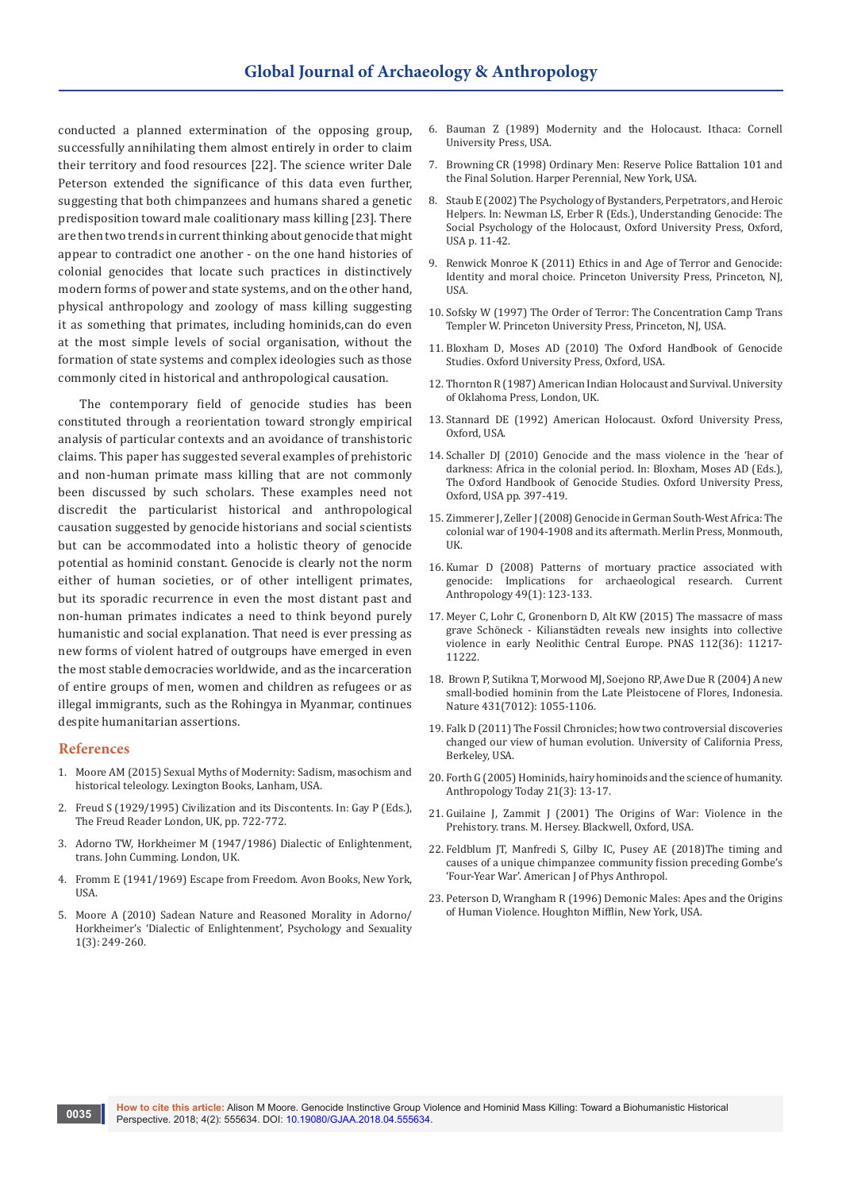conducted a planned extermination of the opposing group, successfully annihilating them almost entirely in order to claim their territory and food resources [22]. The science writer Dale Peterson extended the significance of this data even further, suggesting that both chimpanzees and humans shared a genetic predisposition toward male coalitionary mass killing [23]. There are then two trends in current thinking about genocide that might appear to contradict one another - on the one hand histories of colonial genocides that locate such practices in distinctively modern forms of power and state systems, and on the other hand, physical anthropology and zoology of mass killing suggesting it as something that primates, including hominids,can do even at the most simple levels of social organisation, without the formation of state systems and complex ideologies such as those commonly cited in historical and anthropological causation.

The contemporary field of genocide studies has been constituted through a reorientation toward strongly empirical analysis of particular contexts and an avoidance of transhistoric claims. This paper has suggested several examples of prehistoric and non-human primate mass killing that are not commonly been discussed by such scholars. These examples need not discredit the particularist historical and anthropological causation suggested by genocide historians and social scientists but can be accommodated into a holistic theory of genocide potential as hominid constant. Genocide is clearly not the norm either of human societies, or of other intelligent primates, but its sporadic recurrence in even the most distant past and non-human primates indicates a need to think beyond purely humanistic and social explanation. That need is ever pressing as new forms of violent hatred of outgroups have emerged in even the most stable democracies worldwide, and as the incarceration of entire groups of men, women and children as refugees or as illegal immigrants, such as the Rohingya in Myanmar, continues despite humanitarian assertions.

## References

1. Moore AM (2015) Sexual Myths of Modernity: Sadism, masochism and historical teleology. Lexington Books, Lanham, USA.
2. Freud S (1929/1995) Civilization and its Discontents. In: Gay P (Eds.), The Freud Reader London, UK, pp. 722-772.
3. Adorno TW, Horkheimer M (1947/1986) Dialectic of Enlightenment, trans. John Cumming. London, UK.
4. Fromm E (1941/1969) Escape from Freedom. Avon Books, New York, USA.
5. Moore A (2010) Sadean Nature and Reasoned Morality in Adorno/Horkheimer's 'Dialectic of Enlightenment', Psychology and Sexuality 1(3): 249-260.
6. Bauman Z (1989) Modernity and the Holocaust. Ithaca: Cornell University Press, USA.
7. Browning CR (1998) Ordinary Men: Reserve Police Battalion 101 and the Final Solution. Harper Perennial, New York, USA.
8. Staub E (2002) The Psychology of Bystanders, Perpetrators, and Heroic Helpers. In: Newman LS, Erber R (Eds.), Understanding Genocide: The Social Psychology of the Holocaust, Oxford University Press, Oxford, USA p. 11-42.
9. Renwick Monroe K (2011) Ethics in and Age of Terror and Genocide: Identity and moral choice. Princeton University Press, Princeton, NJ, USA.
10. Sofsky W (1997) The Order of Terror: The Concentration Camp Trans Templer W. Princeton University Press, Princeton, NJ, USA.
11. Bloxham D, Moses AD (2010) The Oxford Handbook of Genocide Studies. Oxford University Press, Oxford, USA.
12. Thornton R (1987) American Indian Holocaust and Survival. University of Oklahoma Press, London, UK.
13. Stannard DE (1992) American Holocaust. Oxford University Press, Oxford, USA.
14. Schaller DJ (2010) Genocide and the mass violence in the 'hear of darkness: Africa in the colonial period. In: Bloxham, Moses AD (Eds.), The Oxford Handbook of Genocide Studies. Oxford University Press, Oxford, USA pp. 397-419.
15. Zimmerer J, Zeller J (2008) Genocide in German South-West Africa: The colonial war of 1904-1908 and its aftermath. Merlin Press, Monmouth, UK.
16. Kumar D (2008) Patterns of mortuary practice associated with genocide: Implications for archaeological research. Current Anthropology 49(1): 123-133.
17. Meyer C, Lohr C, Gronenborn D, Alt KW (2015) The massacre of mass grave Schöneck - Kilianstädten reveals new insights into collective violence in early Neolithic Central Europe. PNAS 112(36): 11217-11222.
18. Brown P, Sutikna T, Morwood MJ, Soejono RP, Awe Due R (2004) A new small-bodied hominin from the Late Pleistocene of Flores, Indonesia. Nature 431(7012): 1055-1106.
19. Falk D (2011) The Fossil Chronicles; how two controversial discoveries changed our view of human evolution. University of California Press, Berkeley, USA.
20. Forth G (2005) Hominids, hairy hominoids and the science of humanity. Anthropology Today 21(3): 13-17.
21. Guilaine J, Zammit J (2001) The Origins of War: Violence in the Prehistory. trans. M. Hersey. Blackwell, Oxford, USA.
22. Feldblum JT, Manfredi S, Gilby IC, Pusey AE (2018)The timing and causes of a unique chimpanzee community fission preceding Gombe's 'Four-Year War'. American J of Phys Anthropol.
23. Peterson D, Wrangham R (1996) Demonic Males: Apes and the Origins of Human Violence. Houghton Mifflin, New York, USA.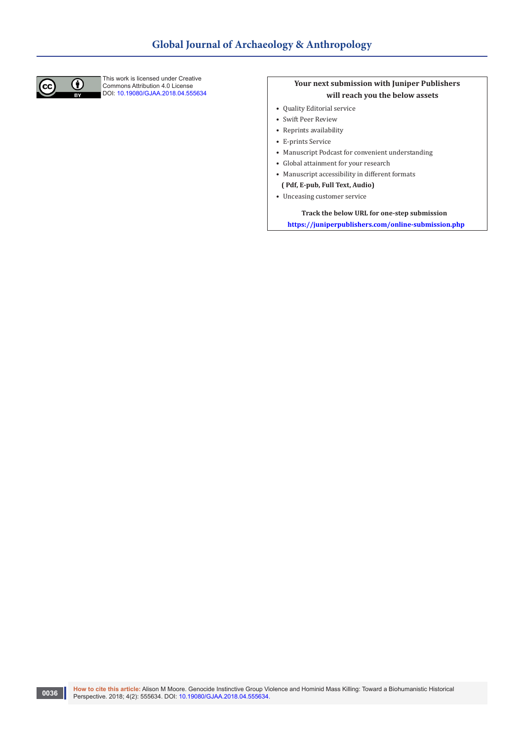This work is licensed under Creative Commons Attribution 4.0 License
DOI: 10.19080/GJAA.2018.04.555634

**Your next submission with Juniper Publishers will reach you the below assets**

- Quality Editorial service
- Swift Peer Review
- Reprints availability
- E-prints Service
- Manuscript Podcast for convenient understanding
- Global attainment for your research
- Manuscript accessibility in different formats

**( Pdf, E-pub, Full Text, Audio)**

- Unceasing customer service

**Track the below URL for one-step submission**

**https://juniperpublishers.com/online-submission.php**